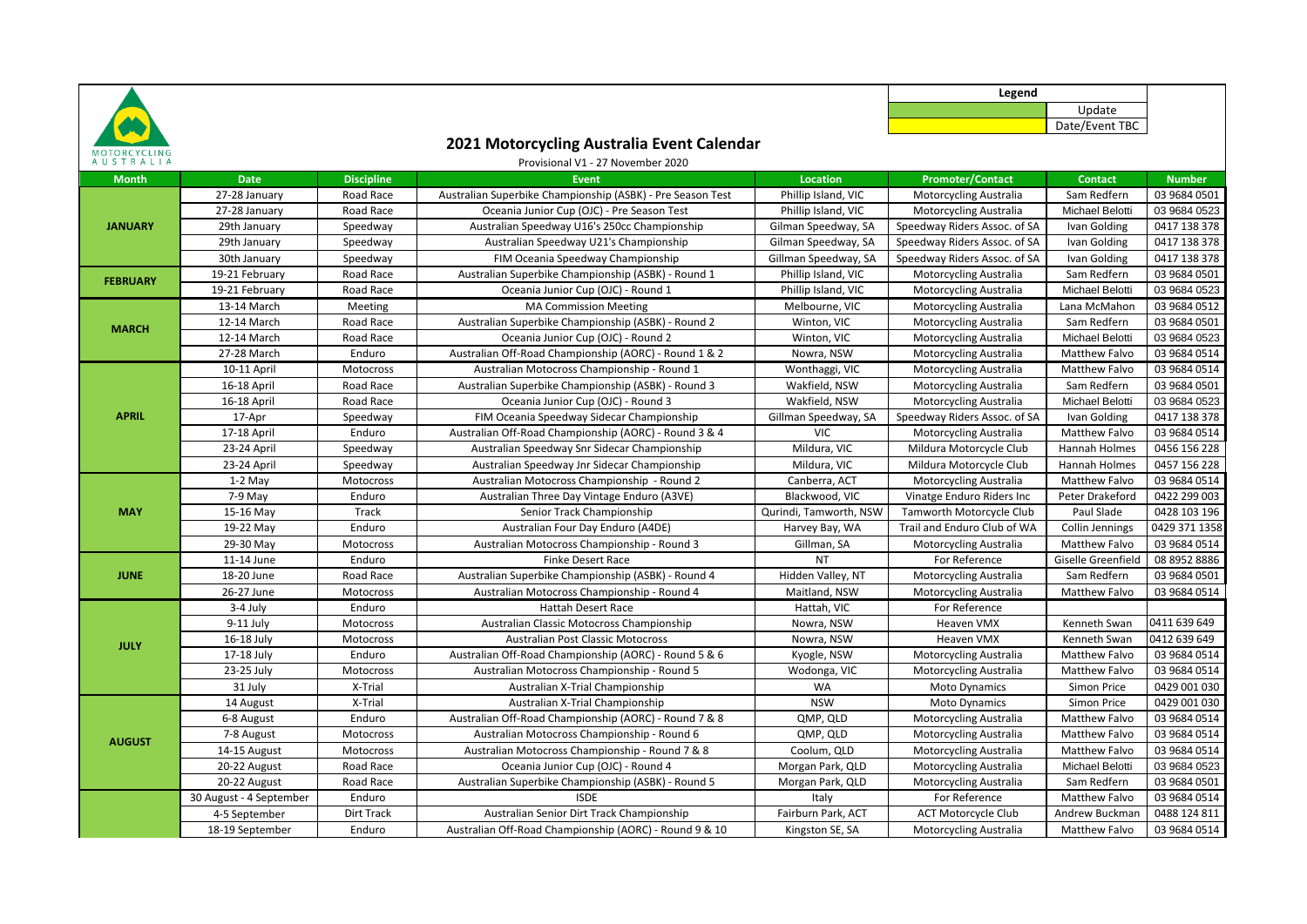MOTORCYCLING AUSTRALIA

# 2021 Motorcycling Australia Event Calendar

Provisional V1 - 27 November 2020

| Legend | |
|---|---|
| | Update |
| | Date/Event TBC |

| Month | Date | Discipline | Event | Location | Promoter/Contact | Contact | Number |
|---|---|---|---|---|---|---|---|
| JANUARY | 27-28 January | Road Race | Australian Superbike Championship (ASBK) - Pre Season Test | Phillip Island, VIC | Motorcycling Australia | Sam Redfern | 03 9684 0501 |
| | 27-28 January | Road Race | Oceania Junior Cup (OJC) - Pre Season Test | Phillip Island, VIC | Motorcycling Australia | Michael Belotti | 03 9684 0523 |
| | 29th January | Speedway | Australian Speedway U16's 250cc Championship | Gilman Speedway, SA | Speedway Riders Assoc. of SA | Ivan Golding | 0417 138 378 |
| | 29th January | Speedway | Australian Speedway U21's Championship | Gilman Speedway, SA | Speedway Riders Assoc. of SA | Ivan Golding | 0417 138 378 |
| | 30th January | Speedway | FIM Oceania Speedway Championship | Gillman Speedway, SA | Speedway Riders Assoc. of SA | Ivan Golding | 0417 138 378 |
| FEBRUARY | 19-21 February | Road Race | Australian Superbike Championship (ASBK) - Round 1 | Phillip Island, VIC | Motorcycling Australia | Sam Redfern | 03 9684 0501 |
| | 19-21 February | Road Race | Oceania Junior Cup (OJC) - Round 1 | Phillip Island, VIC | Motorcycling Australia | Michael Belotti | 03 9684 0523 |
| MARCH | 13-14 March | Meeting | MA Commission Meeting | Melbourne, VIC | Motorcycling Australia | Lana McMahon | 03 9684 0512 |
| | 12-14 March | Road Race | Australian Superbike Championship (ASBK) - Round 2 | Winton, VIC | Motorcycling Australia | Sam Redfern | 03 9684 0501 |
| | 12-14 March | Road Race | Oceania Junior Cup (OJC) - Round 2 | Winton, VIC | Motorcycling Australia | Michael Belotti | 03 9684 0523 |
| | 27-28 March | Enduro | Australian Off-Road Championship (AORC) - Round 1 & 2 | Nowra, NSW | Motorcycling Australia | Matthew Falvo | 03 9684 0514 |
| APRIL | 10-11 April | Motocross | Australian Motocross Championship - Round 1 | Wonthaggi, VIC | Motorcycling Australia | Matthew Falvo | 03 9684 0514 |
| | 16-18 April | Road Race | Australian Superbike Championship (ASBK) - Round 3 | Wakfield, NSW | Motorcycling Australia | Sam Redfern | 03 9684 0501 |
| | 16-18 April | Road Race | Oceania Junior Cup (OJC) - Round 3 | Wakfield, NSW | Motorcycling Australia | Michael Belotti | 03 9684 0523 |
| | 17-Apr | Speedway | FIM Oceania Speedway Sidecar Championship | Gillman Speedway, SA | Speedway Riders Assoc. of SA | Ivan Golding | 0417 138 378 |
| | 17-18 April | Enduro | Australian Off-Road Championship (AORC) - Round 3 & 4 | VIC | Motorcycling Australia | Matthew Falvo | 03 9684 0514 |
| | 23-24 April | Speedway | Australian Speedway Snr Sidecar Championship | Mildura, VIC | Mildura Motorcycle Club | Hannah Holmes | 0456 156 228 |
| | 23-24 April | Speedway | Australian Speedway Jnr Sidecar Championship | Mildura, VIC | Mildura Motorcycle Club | Hannah Holmes | 0457 156 228 |
| MAY | 1-2 May | Motocross | Australian Motocross Championship - Round 2 | Canberra, ACT | Motorcycling Australia | Matthew Falvo | 03 9684 0514 |
| | 7-9 May | Enduro | Australian Three Day Vintage Enduro (A3VE) | Blackwood, VIC | Vinatge Enduro Riders Inc | Peter Drakeford | 0422 299 003 |
| | 15-16 May | Track | Senior Track Championship | Qurindi, Tamworth, NSW | Tamworth Motorcycle Club | Paul Slade | 0428 103 196 |
| | 19-22 May | Enduro | Australian Four Day Enduro (A4DE) | Harvey Bay, WA | Trail and Enduro Club of WA | Collin Jennings | 0429 371 1358 |
| | 29-30 May | Motocross | Australian Motocross Championship - Round 3 | Gillman, SA | Motorcycling Australia | Matthew Falvo | 03 9684 0514 |
| JUNE | 11-14 June | Enduro | Finke Desert Race | NT | For Reference | Giselle Greenfield | 08 8952 8886 |
| | 18-20 June | Road Race | Australian Superbike Championship (ASBK) - Round 4 | Hidden Valley, NT | Motorcycling Australia | Sam Redfern | 03 9684 0501 |
| | 26-27 June | Motocross | Australian Motocross Championship - Round 4 | Maitland, NSW | Motorcycling Australia | Matthew Falvo | 03 9684 0514 |
| JULY | 3-4 July | Enduro | Hattah Desert Race | Hattah, VIC | For Reference | | |
| | 9-11 July | Motocross | Australian Classic Motocross Championship | Nowra, NSW | Heaven VMX | Kenneth Swan | 0411 639 649 |
| | 16-18 July | Motocross | Australian Post Classic Motocross | Nowra, NSW | Heaven VMX | Kenneth Swan | 0412 639 649 |
| | 17-18 July | Enduro | Australian Off-Road Championship (AORC) - Round 5 & 6 | Kyogle, NSW | Motorcycling Australia | Matthew Falvo | 03 9684 0514 |
| | 23-25 July | Motocross | Australian Motocross Championship - Round 5 | Wodonga, VIC | Motorcycling Australia | Matthew Falvo | 03 9684 0514 |
| | 31 July | X-Trial | Australian X-Trial Championship | WA | Moto Dynamics | Simon Price | 0429 001 030 |
| AUGUST | 14 August | X-Trial | Australian X-Trial Championship | NSW | Moto Dynamics | Simon Price | 0429 001 030 |
| | 6-8 August | Enduro | Australian Off-Road Championship (AORC) - Round 7 & 8 | QMP, QLD | Motorcycling Australia | Matthew Falvo | 03 9684 0514 |
| | 7-8 August | Motocross | Australian Motocross Championship - Round 6 | QMP, QLD | Motorcycling Australia | Matthew Falvo | 03 9684 0514 |
| | 14-15 August | Motocross | Australian Motocross Championship - Round 7 & 8 | Coolum, QLD | Motorcycling Australia | Matthew Falvo | 03 9684 0514 |
| | 20-22 August | Road Race | Oceania Junior Cup (OJC) - Round 4 | Morgan Park, QLD | Motorcycling Australia | Michael Belotti | 03 9684 0523 |
| | 20-22 August | Road Race | Australian Superbike Championship (ASBK) - Round 5 | Morgan Park, QLD | Motorcycling Australia | Sam Redfern | 03 9684 0501 |
| | 30 August - 4 September | Enduro | ISDE | Italy | For Reference | Matthew Falvo | 03 9684 0514 |
| | 4-5 September | Dirt Track | Australian Senior Dirt Track Championship | Fairburn Park, ACT | ACT Motorcycle Club | Andrew Buckman | 0488 124 811 |
| | 18-19 September | Enduro | Australian Off-Road Championship (AORC) - Round 9 & 10 | Kingston SE, SA | Motorcycling Australia | Matthew Falvo | 03 9684 0514 |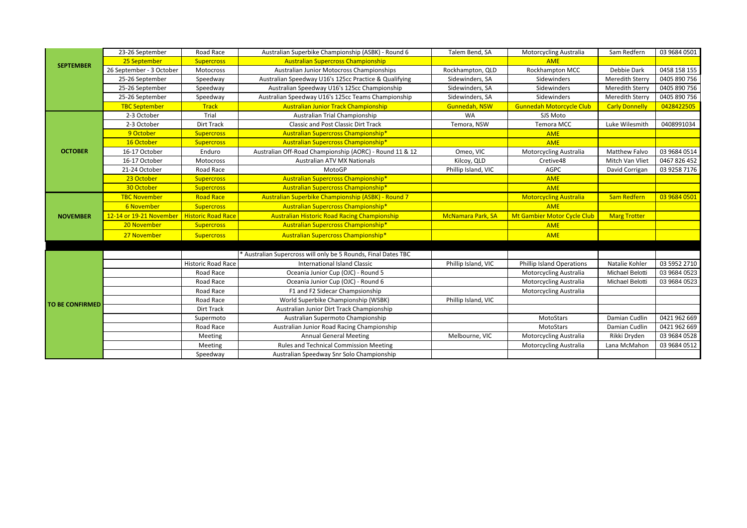| | | | | | | | |
|---|---|---|---|---|---|---|---|
| SEPTEMBER | 23-26 September | Road Race | Australian Superbike Championship (ASBK) - Round 6 | Talem Bend, SA | Motorcycling Australia | Sam Redfern | 03 9684 0501 |
| | 25 September | Supercross | Australian Supercross Championship | | AME | | |
| | 26 September - 3 October | Motocross | Australian Junior Motocross Championships | Rockhampton, QLD | Rockhampton MCC | Debbie Dark | 0458 158 155 |
| | 25-26 September | Speedway | Australian Speedway U16's 125cc Practice & Qualifying | Sidewinders, SA | Sidewinders | Meredith Sterry | 0405 890 756 |
| | 25-26 September | Speedway | Australian Speedway U16's 125cc Championship | Sidewinders, SA | Sidewinders | Meredith Sterry | 0405 890 756 |
| | 25-26 September | Speedway | Australian Speedway U16's 125cc Teams Championship | Sidewinders, SA | Sidewinders | Meredith Sterry | 0405 890 756 |
| | TBC September | Track | Australian Junior Track Championship | Gunnedah, NSW | Gunnedah Motorcycle Club | Carly Donnelly | 0428422505 |
| OCTOBER | 2-3 October | Trial | Australian Trial Championship | WA | SJS Moto | | |
| | 2-3 October | Dirt Track | Classic and Post Classic Dirt Track | Temora, NSW | Temora MCC | Luke Wilesmith | 0408991034 |
| | 9 October | Supercross | Australian Supercross Championship* | | AME | | |
| | 16 October | Supercross | Australian Supercross Championship* | | AME | | |
| | 16-17 October | Enduro | Australian Off-Road Championship (AORC) - Round 11 & 12 | Omeo, VIC | Motorcycling Australia | Matthew Falvo | 03 9684 0514 |
| | 16-17 October | Motocross | Australian ATV MX Nationals | Kilcoy, QLD | Cretive48 | Mitch Van Vliet | 0467 826 452 |
| | 21-24 October | Road Race | MotoGP | Phillip Island, VIC | AGPC | David Corrigan | 03 9258 7176 |
| | 23 October | Supercross | Australian Supercross Championship* | | AME | | |
| | 30 October | Supercross | Australian Supercross Championship* | | AME | | |
| NOVEMBER | TBC November | Road Race | Australian Superbike Championship (ASBK) - Round 7 | | Motorcycling Australia | Sam Redfern | 03 9684 0501 |
| | 6 November | Supercross | Australian Supercross Championship* | | AME | | |
| | 12-14 or 19-21 November | Historic Road Race | Australian Historic Road Racing Championship | McNamara Park, SA | Mt Gambier Motor Cycle Club | Marg Trotter | |
| | 20 November | Supercross | Australian Supercross Championship* | | AME | | |
| | 27 November | Supercross | Australian Supercross Championship* | | AME | | |
| | | | | | | | |
| TO BE CONFIRMED | | | * Australian Supercross will only be 5 Rounds, Final Dates TBC | | | | |
| | | Historic Road Race | International Island Classic | Phillip Island, VIC | Phillip Island Operations | Natalie Kohler | 03 5952 2710 |
| | | Road Race | Oceania Junior Cup (OJC) - Round 5 | | Motorcycling Australia | Michael Belotti | 03 9684 0523 |
| | | Road Race | Oceania Junior Cup (OJC) - Round 6 | | Motorcycling Australia | Michael Belotti | 03 9684 0523 |
| | | Road Race | F1 and F2 Sidecar Champsionship | | Motorcycling Australia | | |
| | | Road Race | World Superbike Championship (WSBK) | Phillip Island, VIC | | | |
| | | Dirt Track | Australian Junior Dirt Track Championship | | | | |
| | | Supermoto | Australian Supermoto Championship | | MotoStars | Damian Cudlin | 0421 962 669 |
| | | Road Race | Australian Junior Road Racing Championship | | MotoStars | Damian Cudlin | 0421 962 669 |
| | | Meeting | Annual General Meeting | Melbourne, VIC | Motorcycling Australia | Rikki Dryden | 03 9684 0528 |
| | | Meeting | Rules and Technical Commission Meeting | | Motorcycling Australia | Lana McMahon | 03 9684 0512 |
| | | Speedway | Australian Speedway Snr Solo Championship | | | | |